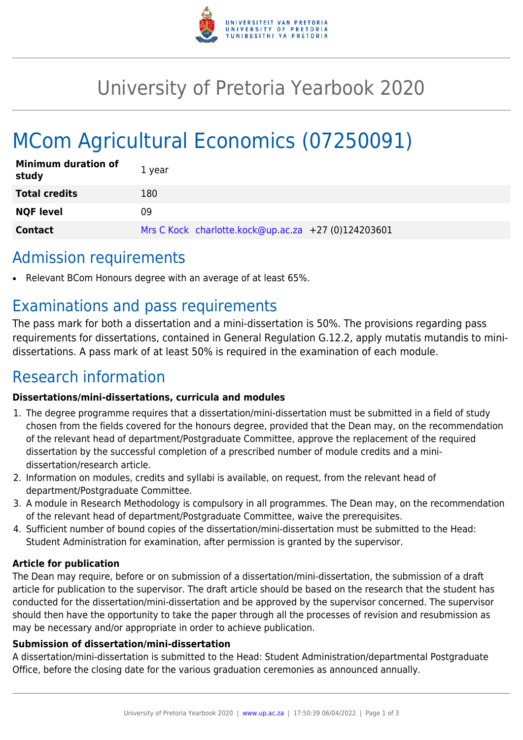# University of Pretoria Yearbook 2020

# MCom Agricultural Economics (07250091)

| | |
|---|---|
| **Minimum duration of study** | 1 year |
| **Total credits** | 180 |
| **NQF level** | 09 |
| **Contact** | Mrs C Kock charlotte.kock@up.ac.za +27 (0)124203601 |

## Admission requirements

- Relevant BCom Honours degree with an average of at least 65%.

## Examinations and pass requirements

The pass mark for both a dissertation and a mini-dissertation is 50%. The provisions regarding pass requirements for dissertations, contained in General Regulation G.12.2, apply mutatis mutandis to mini-dissertations. A pass mark of at least 50% is required in the examination of each module.

## Research information

**Dissertations/mini-dissertations, curricula and modules**

1. The degree programme requires that a dissertation/mini-dissertation must be submitted in a field of study chosen from the fields covered for the honours degree, provided that the Dean may, on the recommendation of the relevant head of department/Postgraduate Committee, approve the replacement of the required dissertation by the successful completion of a prescribed number of module credits and a mini-dissertation/research article.
2. Information on modules, credits and syllabi is available, on request, from the relevant head of department/Postgraduate Committee.
3. A module in Research Methodology is compulsory in all programmes. The Dean may, on the recommendation of the relevant head of department/Postgraduate Committee, waive the prerequisites.
4. Sufficient number of bound copies of the dissertation/mini-dissertation must be submitted to the Head: Student Administration for examination, after permission is granted by the supervisor.

**Article for publication**

The Dean may require, before or on submission of a dissertation/mini-dissertation, the submission of a draft article for publication to the supervisor. The draft article should be based on the research that the student has conducted for the dissertation/mini-dissertation and be approved by the supervisor concerned. The supervisor should then have the opportunity to take the paper through all the processes of revision and resubmission as may be necessary and/or appropriate in order to achieve publication.

**Submission of dissertation/mini-dissertation**

A dissertation/mini-dissertation is submitted to the Head: Student Administration/departmental Postgraduate Office, before the closing date for the various graduation ceremonies as announced annually.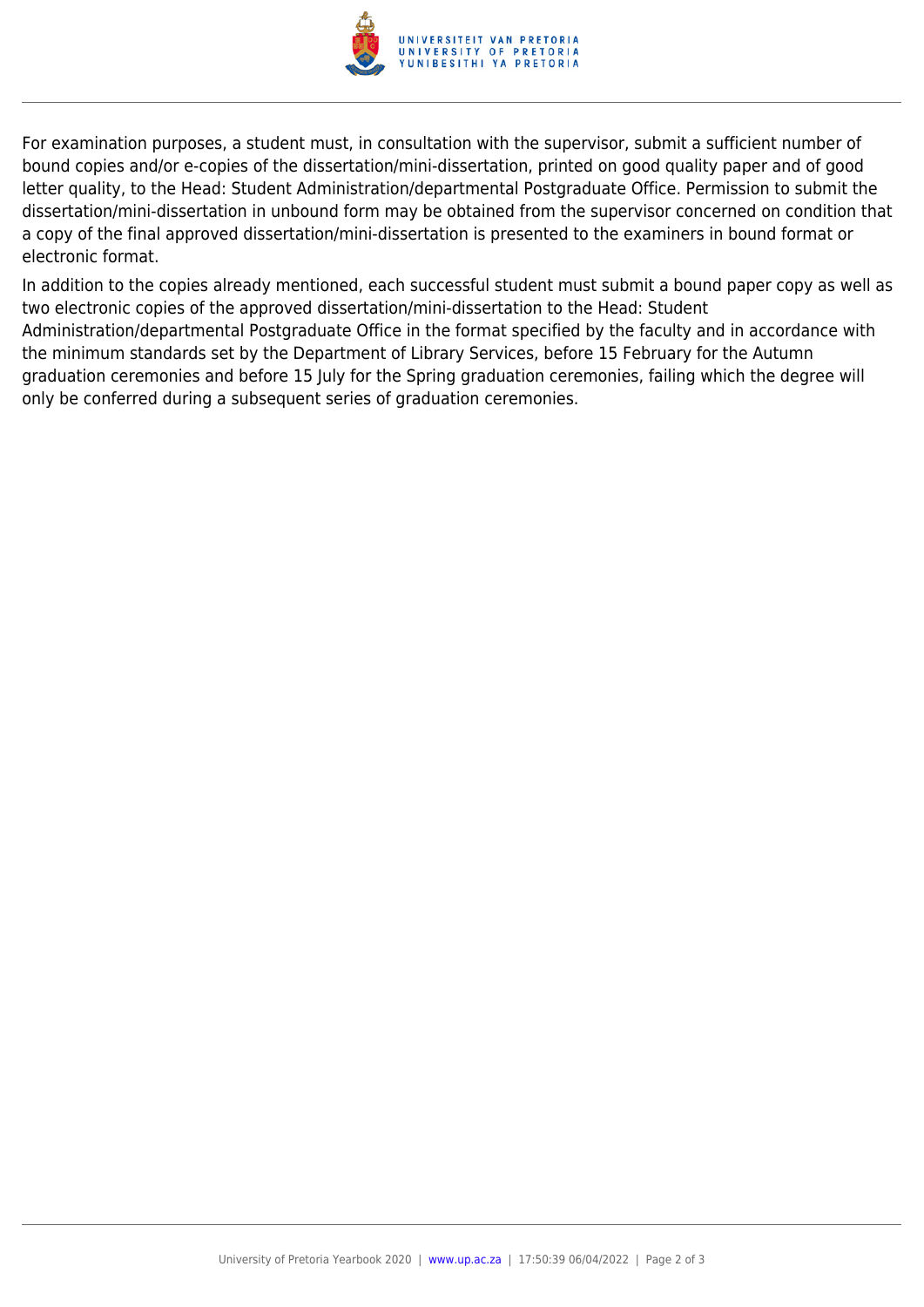For examination purposes, a student must, in consultation with the supervisor, submit a sufficient number of bound copies and/or e-copies of the dissertation/mini-dissertation, printed on good quality paper and of good letter quality, to the Head: Student Administration/departmental Postgraduate Office. Permission to submit the dissertation/mini-dissertation in unbound form may be obtained from the supervisor concerned on condition that a copy of the final approved dissertation/mini-dissertation is presented to the examiners in bound format or electronic format.

In addition to the copies already mentioned, each successful student must submit a bound paper copy as well as two electronic copies of the approved dissertation/mini-dissertation to the Head: Student Administration/departmental Postgraduate Office in the format specified by the faculty and in accordance with the minimum standards set by the Department of Library Services, before 15 February for the Autumn graduation ceremonies and before 15 July for the Spring graduation ceremonies, failing which the degree will only be conferred during a subsequent series of graduation ceremonies.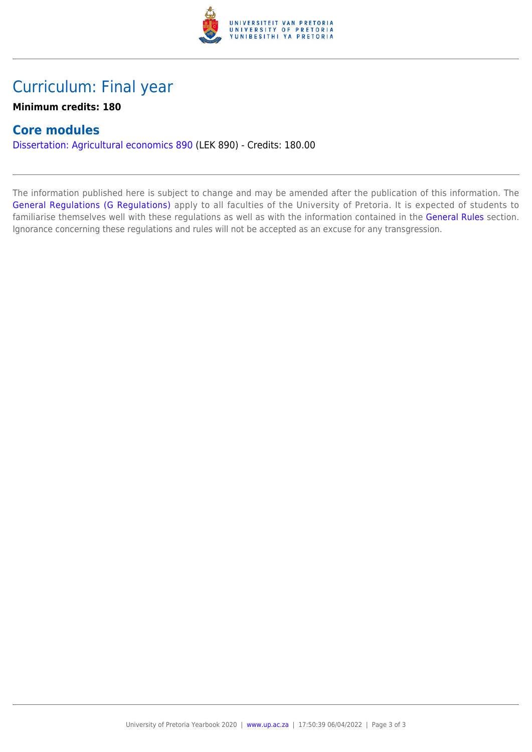# Curriculum: Final year

**Minimum credits: 180**

## Core modules

Dissertation: Agricultural economics 890 (LEK 890) - Credits: 180.00

The information published here is subject to change and may be amended after the publication of this information. The General Regulations (G Regulations) apply to all faculties of the University of Pretoria. It is expected of students to familiarise themselves well with these regulations as well as with the information contained in the General Rules section. Ignorance concerning these regulations and rules will not be accepted as an excuse for any transgression.